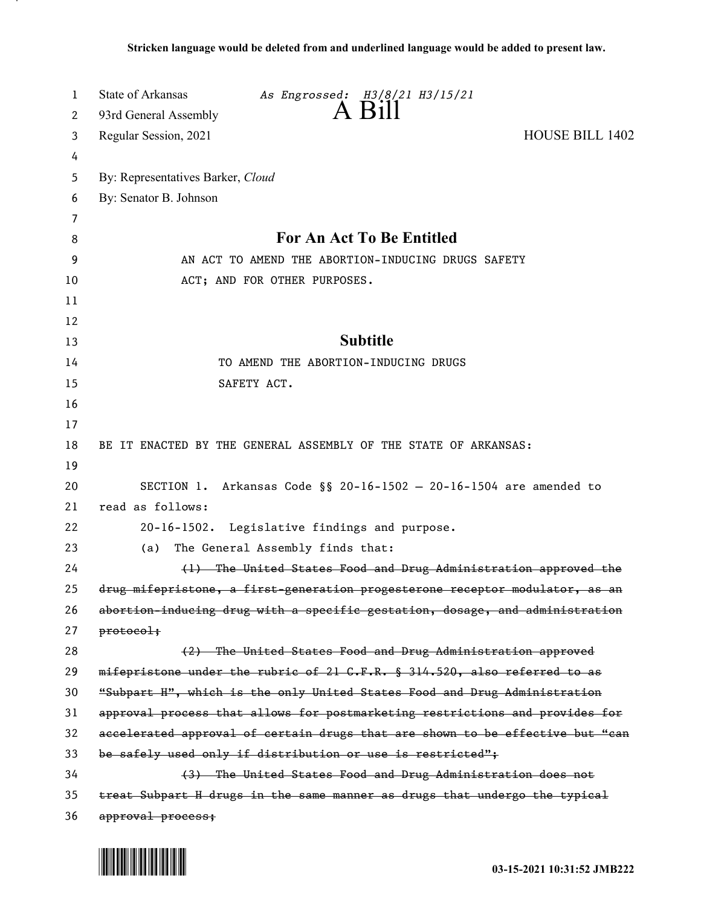**Stricken language would be deleted from and underlined language would be added to present law.**

State of Arkansas *As Engrossed: H3/8/21 H3/15/21*
93rd General Assembly
# A Bill
Regular Session, 2021 HOUSE BILL 1402

By: Representatives Barker, *Cloud*
By: Senator B. Johnson

## For An Act To Be Entitled

AN ACT TO AMEND THE ABORTION-INDUCING DRUGS SAFETY ACT; AND FOR OTHER PURPOSES.

## Subtitle

TO AMEND THE ABORTION-INDUCING DRUGS SAFETY ACT.

BE IT ENACTED BY THE GENERAL ASSEMBLY OF THE STATE OF ARKANSAS:

SECTION 1. Arkansas Code §§ 20-16-1502 — 20-16-1504 are amended to read as follows:

20-16-1502. Legislative findings and purpose.

(a) The General Assembly finds that:

~~(1) The United States Food and Drug Administration approved the drug mifepristone, a first-generation progesterone receptor modulator, as an abortion-inducing drug with a specific gestation, dosage, and administration protocol;~~

~~(2) The United States Food and Drug Administration approved mifepristone under the rubric of 21 C.F.R. § 314.520, also referred to as "Subpart H", which is the only United States Food and Drug Administration approval process that allows for postmarketing restrictions and provides for accelerated approval of certain drugs that are shown to be effective but "can be safely used only if distribution or use is restricted";~~

~~(3) The United States Food and Drug Administration does not treat Subpart H drugs in the same manner as drugs that undergo the typical approval process;~~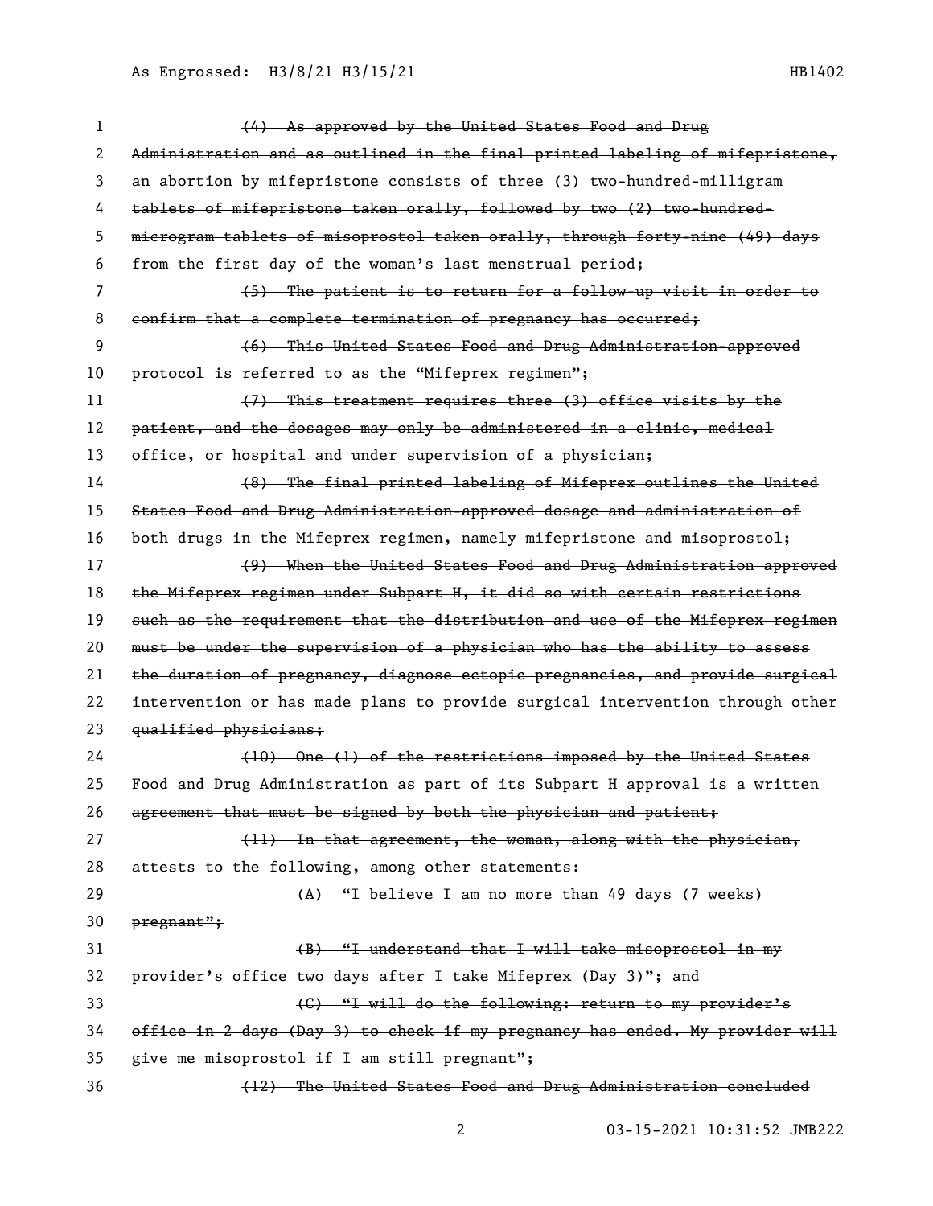~~(4) As approved by the United States Food and Drug Administration and as outlined in the final printed labeling of mifepristone, an abortion by mifepristone consists of three (3) two-hundred-milligram tablets of mifepristone taken orally, followed by two (2) two-hundred-microgram tablets of misoprostol taken orally, through forty-nine (49) days from the first day of the woman's last menstrual period;~~

~~(5) The patient is to return for a follow-up visit in order to confirm that a complete termination of pregnancy has occurred;~~

~~(6) This United States Food and Drug Administration-approved protocol is referred to as the "Mifeprex regimen";~~

~~(7) This treatment requires three (3) office visits by the patient, and the dosages may only be administered in a clinic, medical office, or hospital and under supervision of a physician;~~

~~(8) The final printed labeling of Mifeprex outlines the United States Food and Drug Administration-approved dosage and administration of both drugs in the Mifeprex regimen, namely mifepristone and misoprostol;~~

~~(9) When the United States Food and Drug Administration approved the Mifeprex regimen under Subpart H, it did so with certain restrictions such as the requirement that the distribution and use of the Mifeprex regimen must be under the supervision of a physician who has the ability to assess the duration of pregnancy, diagnose ectopic pregnancies, and provide surgical intervention or has made plans to provide surgical intervention through other qualified physicians;~~

~~(10) One (1) of the restrictions imposed by the United States Food and Drug Administration as part of its Subpart H approval is a written agreement that must be signed by both the physician and patient;~~

~~(11) In that agreement, the woman, along with the physician, attests to the following, among other statements:~~

~~(A) "I believe I am no more than 49 days (7 weeks) pregnant";~~

~~(B) "I understand that I will take misoprostol in my provider's office two days after I take Mifeprex (Day 3)"; and~~

~~(C) "I will do the following: return to my provider's office in 2 days (Day 3) to check if my pregnancy has ended. My provider will give me misoprostol if I am still pregnant";~~

~~(12) The United States Food and Drug Administration concluded~~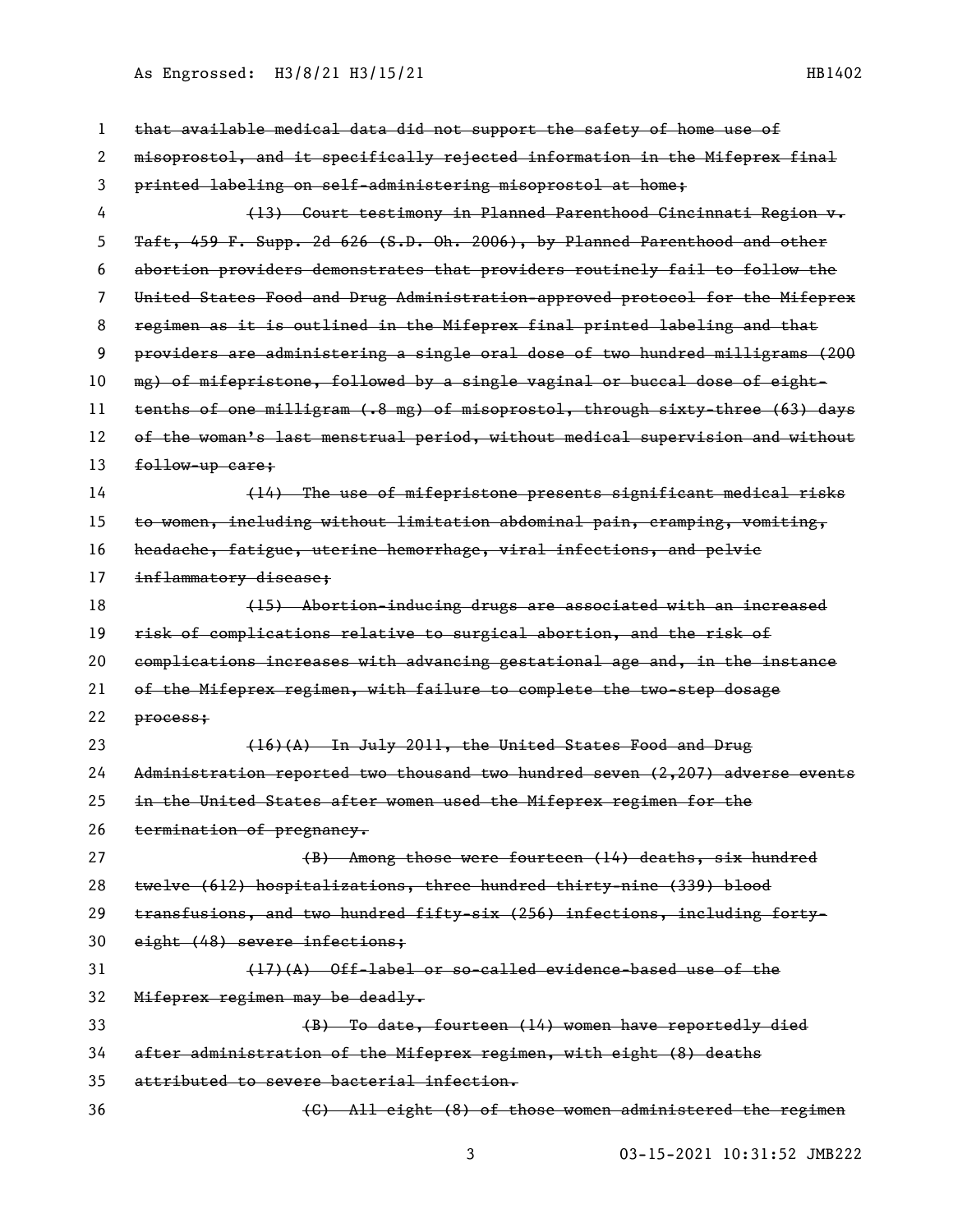~~that available medical data did not support the safety of home use of misoprostol, and it specifically rejected information in the Mifeprex final printed labeling on self-administering misoprostol at home;~~

~~(13) Court testimony in Planned Parenthood Cincinnati Region v. Taft, 459 F. Supp. 2d 626 (S.D. Oh. 2006), by Planned Parenthood and other abortion providers demonstrates that providers routinely fail to follow the United States Food and Drug Administration-approved protocol for the Mifeprex regimen as it is outlined in the Mifeprex final printed labeling and that providers are administering a single oral dose of two hundred milligrams (200 mg) of mifepristone, followed by a single vaginal or buccal dose of eight-tenths of one milligram (.8 mg) of misoprostol, through sixty-three (63) days of the woman's last menstrual period, without medical supervision and without follow-up care;~~

~~(14) The use of mifepristone presents significant medical risks to women, including without limitation abdominal pain, cramping, vomiting, headache, fatigue, uterine hemorrhage, viral infections, and pelvic inflammatory disease;~~

~~(15) Abortion-inducing drugs are associated with an increased risk of complications relative to surgical abortion, and the risk of complications increases with advancing gestational age and, in the instance of the Mifeprex regimen, with failure to complete the two-step dosage process;~~

~~(16)(A) In July 2011, the United States Food and Drug Administration reported two thousand two hundred seven (2,207) adverse events in the United States after women used the Mifeprex regimen for the termination of pregnancy.~~

~~(B) Among those were fourteen (14) deaths, six hundred twelve (612) hospitalizations, three hundred thirty-nine (339) blood transfusions, and two hundred fifty-six (256) infections, including forty-eight (48) severe infections;~~

~~(17)(A) Off-label or so-called evidence-based use of the Mifeprex regimen may be deadly.~~

~~(B) To date, fourteen (14) women have reportedly died after administration of the Mifeprex regimen, with eight (8) deaths attributed to severe bacterial infection.~~

~~(C) All eight (8) of those women administered the regimen~~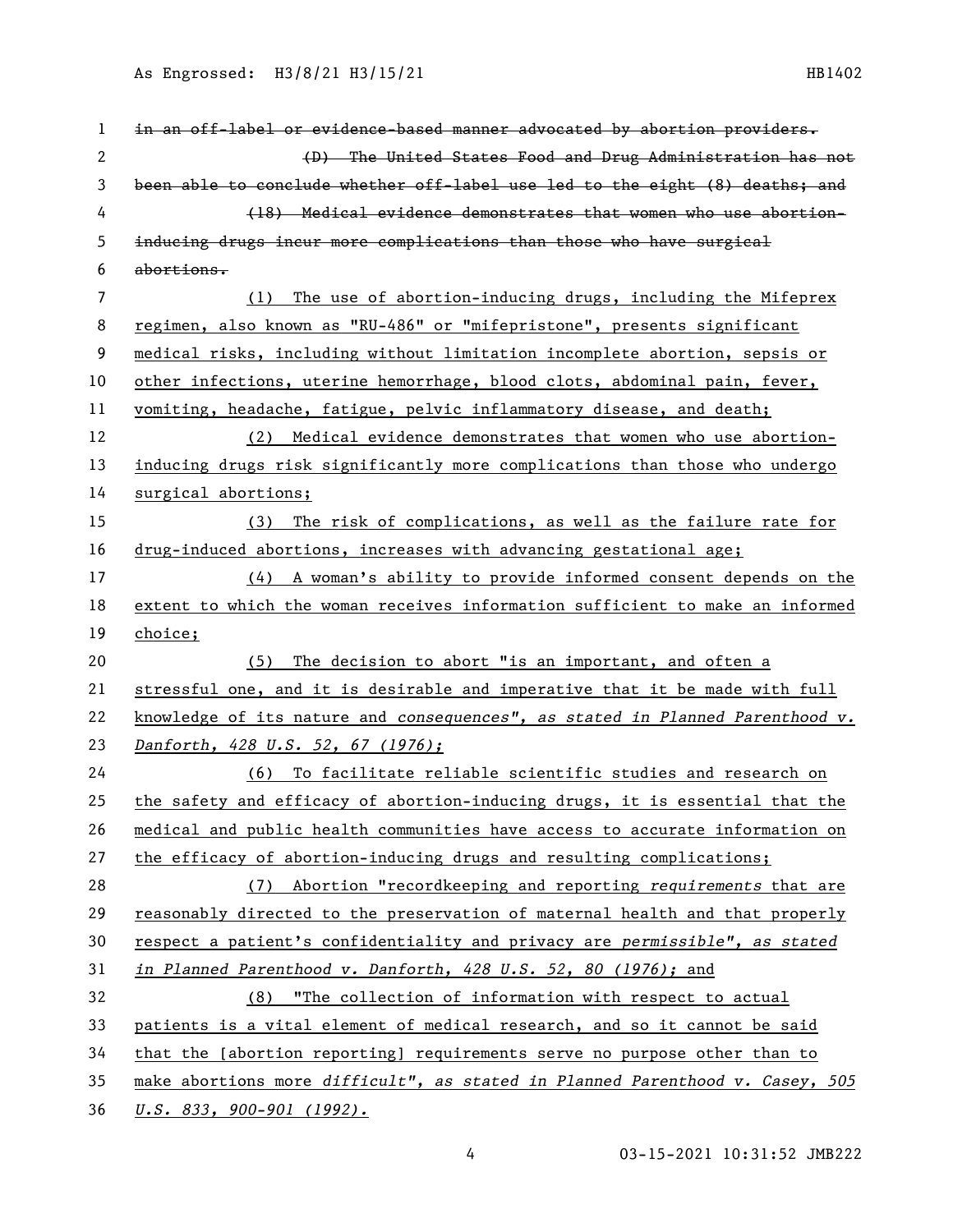~~in an off-label or evidence-based manner advocated by abortion providers.~~

~~(D) The United States Food and Drug Administration has not been able to conclude whether off-label use led to the eight (8) deaths; and~~

~~(18) Medical evidence demonstrates that women who use abortion-inducing drugs incur more complications than those who have surgical abortions.~~

(1) The use of abortion-inducing drugs, including the Mifeprex regimen, also known as "RU-486" or "mifepristone", presents significant medical risks, including without limitation incomplete abortion, sepsis or other infections, uterine hemorrhage, blood clots, abdominal pain, fever, vomiting, headache, fatigue, pelvic inflammatory disease, and death;

(2) Medical evidence demonstrates that women who use abortion-inducing drugs risk significantly more complications than those who undergo surgical abortions;

(3) The risk of complications, as well as the failure rate for drug-induced abortions, increases with advancing gestational age;

(4) A woman's ability to provide informed consent depends on the extent to which the woman receives information sufficient to make an informed choice;

(5) The decision to abort "is an important, and often a stressful one, and it is desirable and imperative that it be made with full knowledge of its nature and *consequences", as stated in Planned Parenthood v. Danforth, 428 U.S. 52, 67 (1976);*

(6) To facilitate reliable scientific studies and research on the safety and efficacy of abortion-inducing drugs, it is essential that the medical and public health communities have access to accurate information on the efficacy of abortion-inducing drugs and resulting complications;

(7) Abortion "recordkeeping and reporting *requirements* that are reasonably directed to the preservation of maternal health and that properly respect a patient's confidentiality and privacy are *permissible", as stated in Planned Parenthood v. Danforth, 428 U.S. 52, 80 (1976);* and

(8) "The collection of information with respect to actual patients is a vital element of medical research, and so it cannot be said that the [abortion reporting] requirements serve no purpose other than to make abortions more *difficult", as stated in Planned Parenthood v. Casey, 505 U.S. 833, 900-901 (1992).*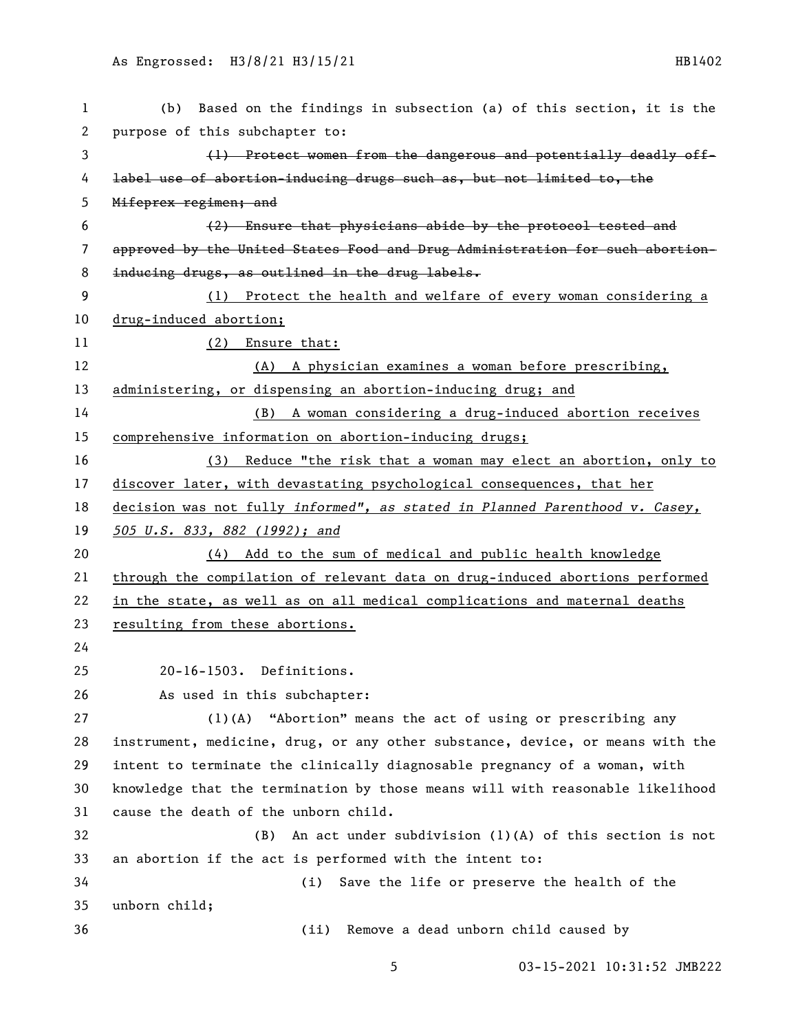(b) Based on the findings in subsection (a) of this section, it is the purpose of this subchapter to:

~~(1) Protect women from the dangerous and potentially deadly off-label use of abortion-inducing drugs such as, but not limited to, the Mifeprex regimen; and~~

~~(2) Ensure that physicians abide by the protocol tested and approved by the United States Food and Drug Administration for such abortion-inducing drugs, as outlined in the drug labels.~~

<u>(1) Protect the health and welfare of every woman considering a drug-induced abortion;</u>

<u>(2) Ensure that:</u>

<u>(A) A physician examines a woman before prescribing, administering, or dispensing an abortion-inducing drug; and</u>

<u>(B) A woman considering a drug-induced abortion receives comprehensive information on abortion-inducing drugs;</u>

<u>(3) Reduce "the risk that a woman may elect an abortion, only to discover later, with devastating psychological consequences, that her decision was not fully informed", as stated in *Planned Parenthood v. Casey, 505 U.S. 833, 882 (1992)*; and</u>

<u>(4) Add to the sum of medical and public health knowledge through the compilation of relevant data on drug-induced abortions performed in the state, as well as on all medical complications and maternal deaths resulting from these abortions.</u>

20-16-1503. Definitions.

As used in this subchapter:

(1)(A) "Abortion" means the act of using or prescribing any instrument, medicine, drug, or any other substance, device, or means with the intent to terminate the clinically diagnosable pregnancy of a woman, with knowledge that the termination by those means will with reasonable likelihood cause the death of the unborn child.

(B) An act under subdivision (1)(A) of this section is not an abortion if the act is performed with the intent to:

(i) Save the life or preserve the health of the unborn child;

(ii) Remove a dead unborn child caused by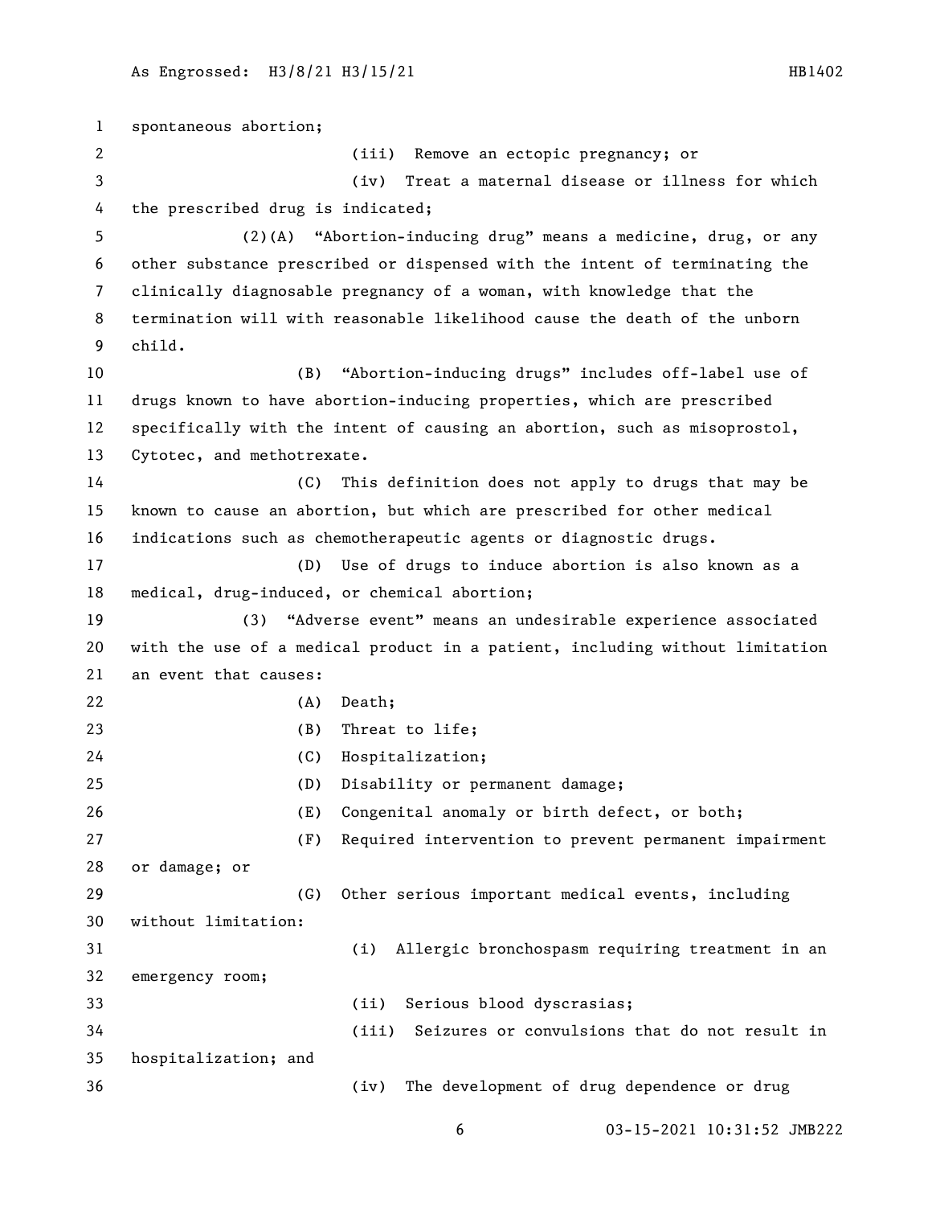spontaneous abortion;

(iii) Remove an ectopic pregnancy; or

(iv) Treat a maternal disease or illness for which the prescribed drug is indicated;

(2)(A) "Abortion-inducing drug" means a medicine, drug, or any other substance prescribed or dispensed with the intent of terminating the clinically diagnosable pregnancy of a woman, with knowledge that the termination will with reasonable likelihood cause the death of the unborn child.

(B) "Abortion-inducing drugs" includes off-label use of drugs known to have abortion-inducing properties, which are prescribed specifically with the intent of causing an abortion, such as misoprostol, Cytotec, and methotrexate.

(C) This definition does not apply to drugs that may be known to cause an abortion, but which are prescribed for other medical indications such as chemotherapeutic agents or diagnostic drugs.

(D) Use of drugs to induce abortion is also known as a medical, drug-induced, or chemical abortion;

(3) "Adverse event" means an undesirable experience associated with the use of a medical product in a patient, including without limitation an event that causes:

(A) Death;

(B) Threat to life;

(C) Hospitalization;

(D) Disability or permanent damage;

(E) Congenital anomaly or birth defect, or both;

(F) Required intervention to prevent permanent impairment or damage; or

(G) Other serious important medical events, including without limitation:

(i) Allergic bronchospasm requiring treatment in an emergency room;

(ii) Serious blood dyscrasias;

(iii) Seizures or convulsions that do not result in hospitalization; and

(iv) The development of drug dependence or drug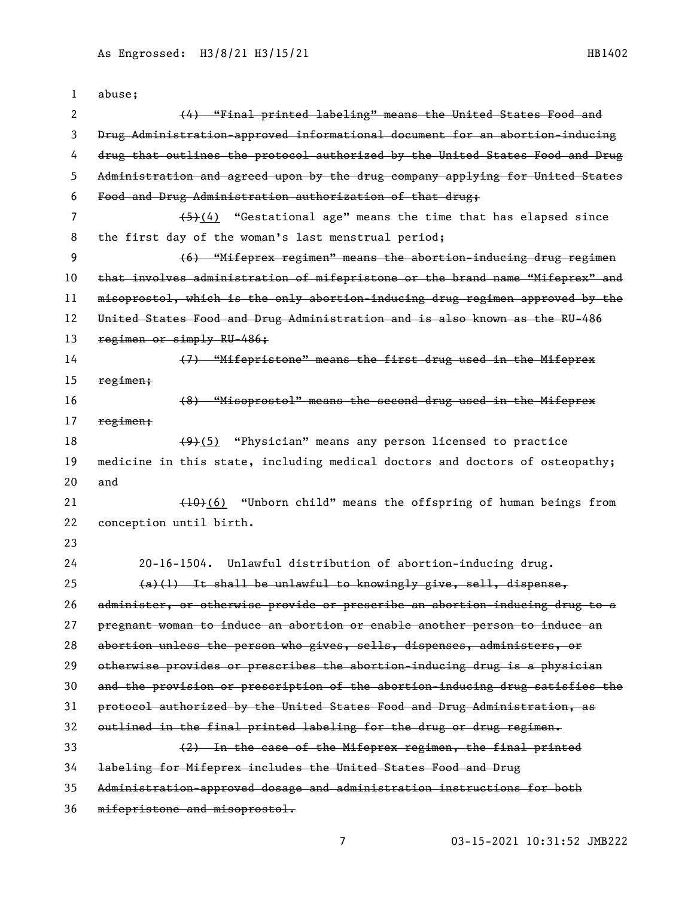abuse;

~~(4) "Final printed labeling" means the United States Food and Drug Administration-approved informational document for an abortion-inducing drug that outlines the protocol authorized by the United States Food and Drug Administration and agreed upon by the drug company applying for United States Food and Drug Administration authorization of that drug;~~

~~(5)~~(4) "Gestational age" means the time that has elapsed since the first day of the woman's last menstrual period;

~~(6) "Mifeprex regimen" means the abortion-inducing drug regimen that involves administration of mifepristone or the brand name "Mifeprex" and misoprostol, which is the only abortion-inducing drug regimen approved by the United States Food and Drug Administration and is also known as the RU-486 regimen or simply RU-486;~~

~~(7) "Mifepristone" means the first drug used in the Mifeprex regimen;~~

~~(8) "Misoprostol" means the second drug used in the Mifeprex regimen;~~

~~(9)~~(5) "Physician" means any person licensed to practice medicine in this state, including medical doctors and doctors of osteopathy; and

~~(10)~~(6) "Unborn child" means the offspring of human beings from conception until birth.

20-16-1504. Unlawful distribution of abortion-inducing drug.

~~(a)(1) It shall be unlawful to knowingly give, sell, dispense, administer, or otherwise provide or prescribe an abortion-inducing drug to a pregnant woman to induce an abortion or enable another person to induce an abortion unless the person who gives, sells, dispenses, administers, or otherwise provides or prescribes the abortion-inducing drug is a physician and the provision or prescription of the abortion-inducing drug satisfies the protocol authorized by the United States Food and Drug Administration, as outlined in the final printed labeling for the drug or drug regimen.~~

~~(2) In the case of the Mifeprex regimen, the final printed labeling for Mifeprex includes the United States Food and Drug Administration-approved dosage and administration instructions for both mifepristone and misoprostol.~~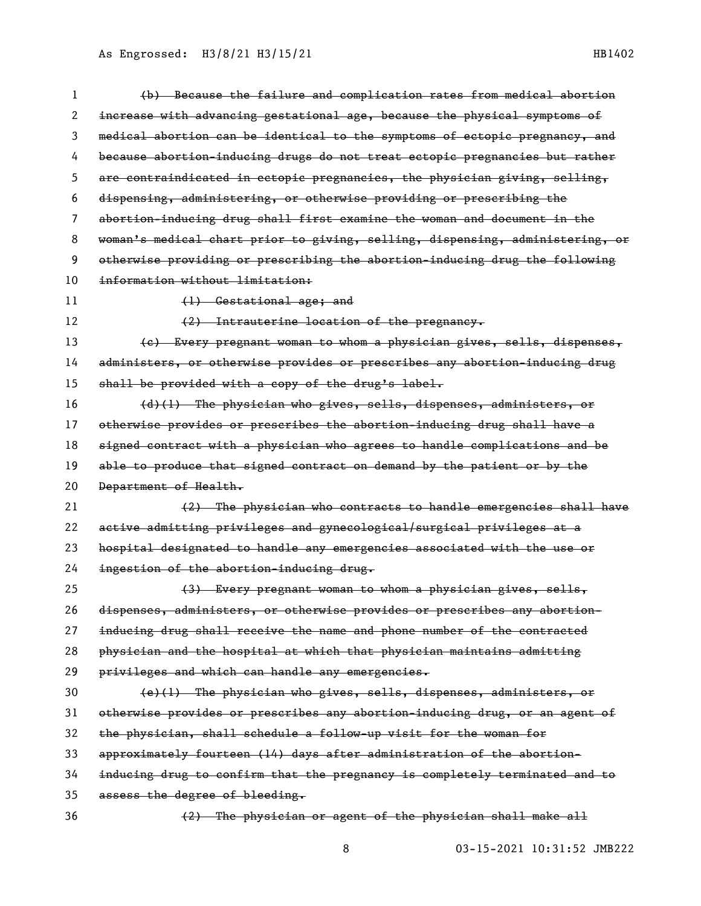~~(b) Because the failure and complication rates from medical abortion increase with advancing gestational age, because the physical symptoms of medical abortion can be identical to the symptoms of ectopic pregnancy, and because abortion-inducing drugs do not treat ectopic pregnancies but rather are contraindicated in ectopic pregnancies, the physician giving, selling, dispensing, administering, or otherwise providing or prescribing the abortion-inducing drug shall first examine the woman and document in the woman's medical chart prior to giving, selling, dispensing, administering, or otherwise providing or prescribing the abortion-inducing drug the following information without limitation:~~

~~(1) Gestational age; and~~

~~(2) Intrauterine location of the pregnancy.~~

~~(c) Every pregnant woman to whom a physician gives, sells, dispenses, administers, or otherwise provides or prescribes any abortion-inducing drug shall be provided with a copy of the drug's label.~~

~~(d)(1) The physician who gives, sells, dispenses, administers, or otherwise provides or prescribes the abortion-inducing drug shall have a signed contract with a physician who agrees to handle complications and be able to produce that signed contract on demand by the patient or by the Department of Health.~~

~~(2) The physician who contracts to handle emergencies shall have active admitting privileges and gynecological/surgical privileges at a hospital designated to handle any emergencies associated with the use or ingestion of the abortion-inducing drug.~~

~~(3) Every pregnant woman to whom a physician gives, sells, dispenses, administers, or otherwise provides or prescribes any abortion-inducing drug shall receive the name and phone number of the contracted physician and the hospital at which that physician maintains admitting privileges and which can handle any emergencies.~~

~~(e)(1) The physician who gives, sells, dispenses, administers, or otherwise provides or prescribes any abortion-inducing drug, or an agent of the physician, shall schedule a follow-up visit for the woman for approximately fourteen (14) days after administration of the abortion-inducing drug to confirm that the pregnancy is completely terminated and to assess the degree of bleeding.~~

~~(2) The physician or agent of the physician shall make all~~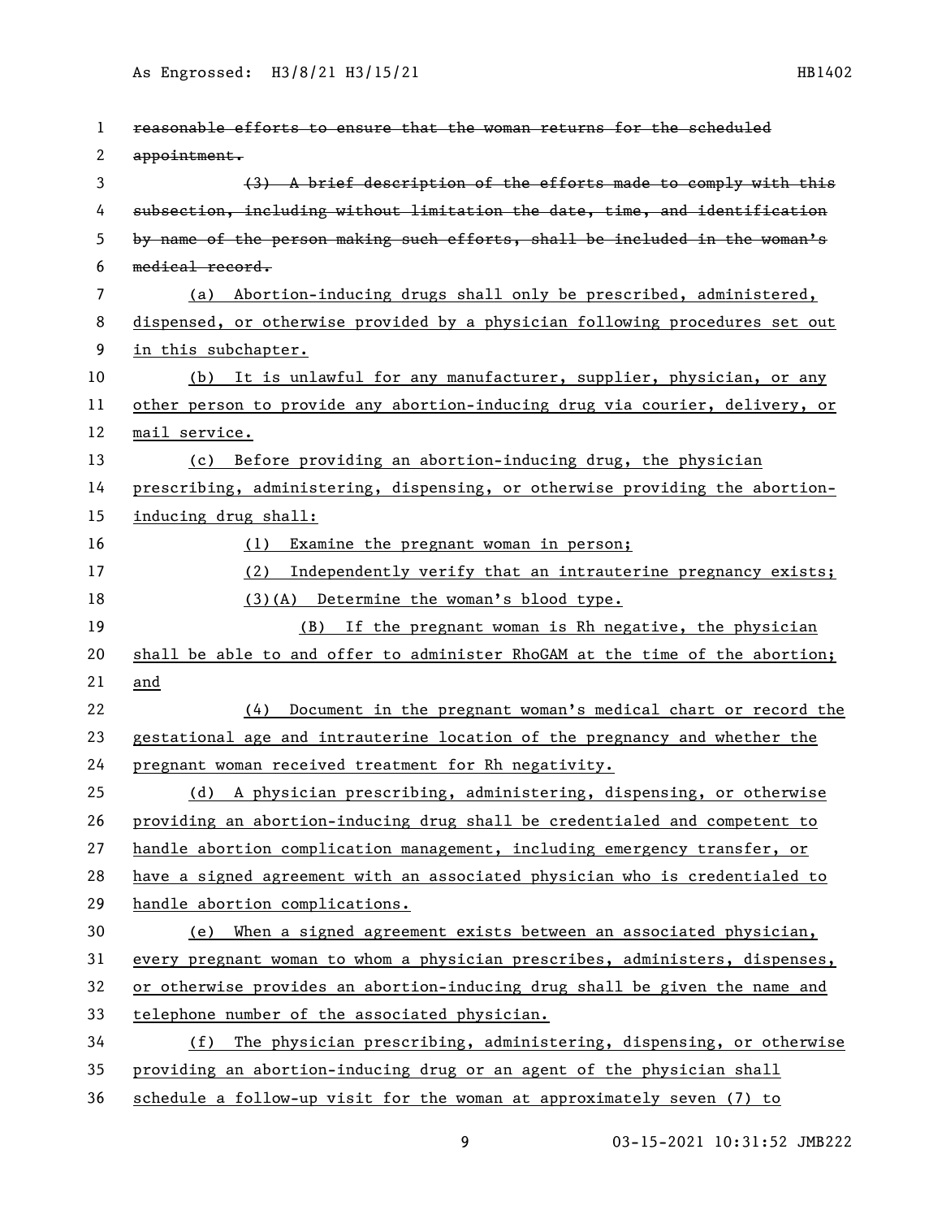~~reasonable efforts to ensure that the woman returns for the scheduled appointment.~~

~~(3) A brief description of the efforts made to comply with this subsection, including without limitation the date, time, and identification by name of the person making such efforts, shall be included in the woman's medical record.~~

(a) Abortion-inducing drugs shall only be prescribed, administered, dispensed, or otherwise provided by a physician following procedures set out in this subchapter.

(b) It is unlawful for any manufacturer, supplier, physician, or any other person to provide any abortion-inducing drug via courier, delivery, or mail service.

(c) Before providing an abortion-inducing drug, the physician prescribing, administering, dispensing, or otherwise providing the abortion-inducing drug shall:

(1) Examine the pregnant woman in person;

(2) Independently verify that an intrauterine pregnancy exists;

(3)(A) Determine the woman's blood type.

(B) If the pregnant woman is Rh negative, the physician shall be able to and offer to administer RhoGAM at the time of the abortion; and

(4) Document in the pregnant woman's medical chart or record the gestational age and intrauterine location of the pregnancy and whether the pregnant woman received treatment for Rh negativity.

(d) A physician prescribing, administering, dispensing, or otherwise providing an abortion-inducing drug shall be credentialed and competent to handle abortion complication management, including emergency transfer, or have a signed agreement with an associated physician who is credentialed to handle abortion complications.

(e) When a signed agreement exists between an associated physician, every pregnant woman to whom a physician prescribes, administers, dispenses, or otherwise provides an abortion-inducing drug shall be given the name and telephone number of the associated physician.

(f) The physician prescribing, administering, dispensing, or otherwise providing an abortion-inducing drug or an agent of the physician shall schedule a follow-up visit for the woman at approximately seven (7) to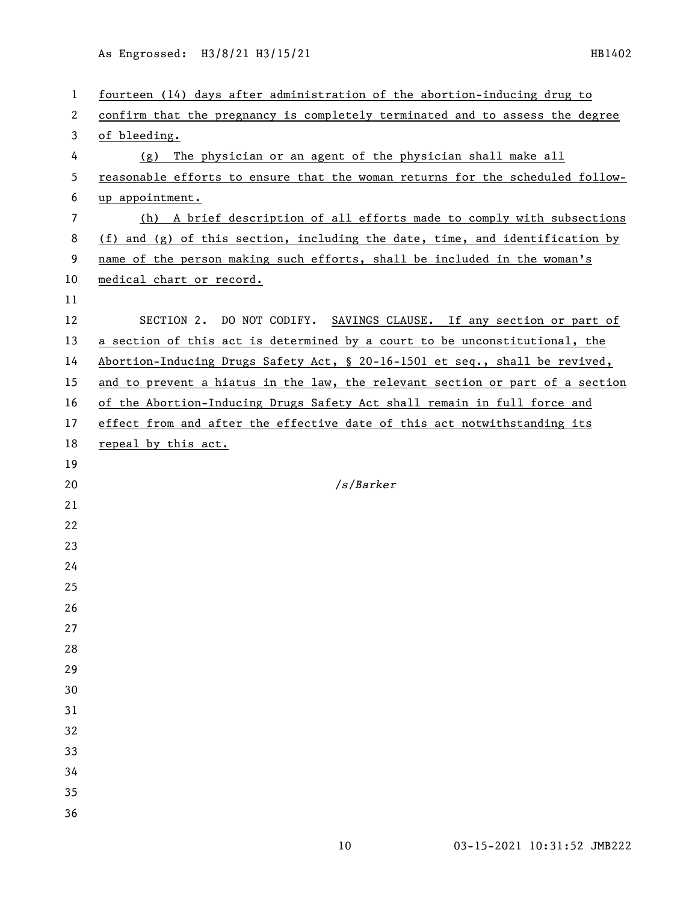fourteen (14) days after administration of the abortion-inducing drug to confirm that the pregnancy is completely terminated and to assess the degree of bleeding.

(g) The physician or an agent of the physician shall make all reasonable efforts to ensure that the woman returns for the scheduled follow-up appointment.

(h) A brief description of all efforts made to comply with subsections (f) and (g) of this section, including the date, time, and identification by name of the person making such efforts, shall be included in the woman's medical chart or record.

SECTION 2. DO NOT CODIFY. SAVINGS CLAUSE. If any section or part of a section of this act is determined by a court to be unconstitutional, the Abortion-Inducing Drugs Safety Act, § 20-16-1501 et seq., shall be revived, and to prevent a hiatus in the law, the relevant section or part of a section of the Abortion-Inducing Drugs Safety Act shall remain in full force and effect from and after the effective date of this act notwithstanding its repeal by this act.

*/s/Barker*